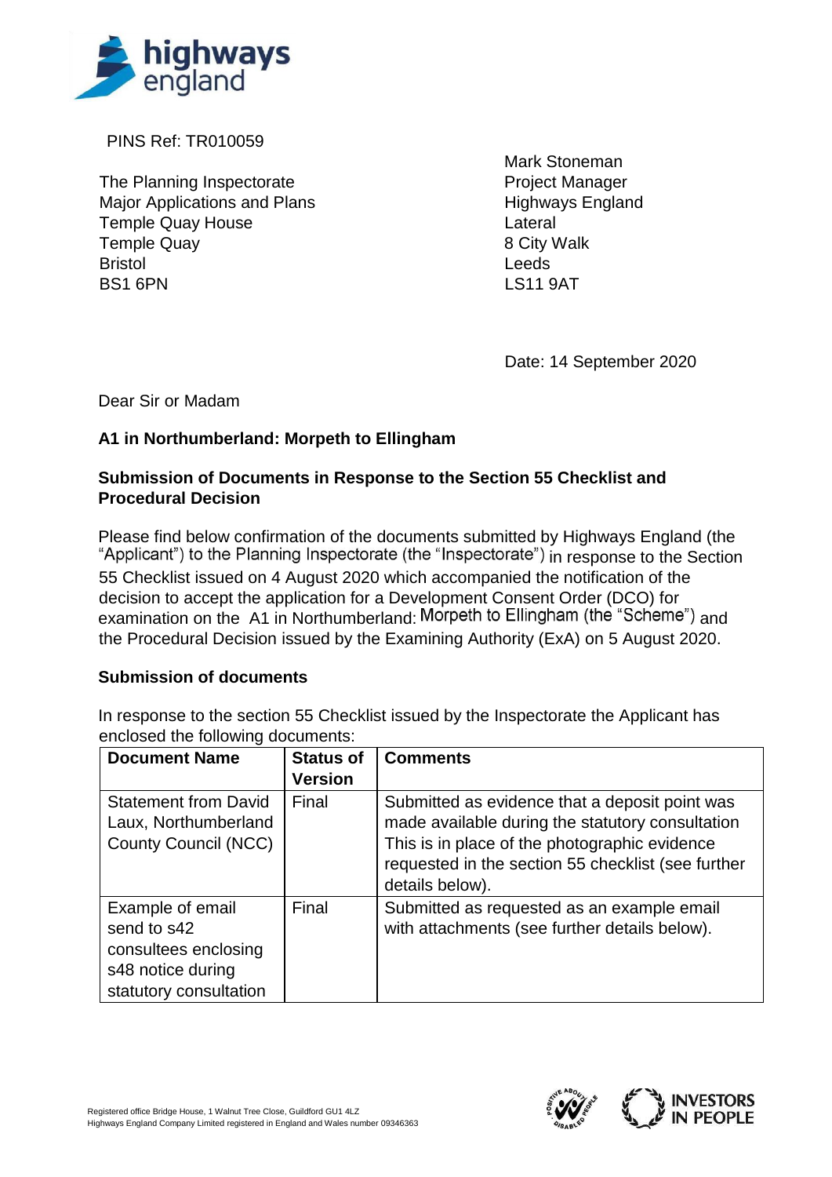PINS Ref: TR010059

The Planning Inspectorate
Major Applications and Plans
Temple Quay House
Temple Quay
Bristol
BS1 6PN

Mark Stoneman
Project Manager
Highways England
Lateral
8 City Walk
Leeds
LS11 9AT

Date: 14 September 2020

Dear Sir or Madam

**A1 in Northumberland: Morpeth to Ellingham**

**Submission of Documents in Response to the Section 55 Checklist and Procedural Decision**

Please find below confirmation of the documents submitted by Highways England (the "Applicant") to the Planning Inspectorate (the "Inspectorate") in response to the Section 55 Checklist issued on 4 August 2020 which accompanied the notification of the decision to accept the application for a Development Consent Order (DCO) for examination on the A1 in Northumberland: Morpeth to Ellingham (the "Scheme") and the Procedural Decision issued by the Examining Authority (ExA) on 5 August 2020.

**Submission of documents**

In response to the section 55 Checklist issued by the Inspectorate the Applicant has enclosed the following documents:

| Document Name | Status of Version | Comments |
|---|---|---|
| Statement from David Laux, Northumberland County Council (NCC) | Final | Submitted as evidence that a deposit point was made available during the statutory consultation This is in place of the photographic evidence requested in the section 55 checklist (see further details below). |
| Example of email send to s42 consultees enclosing s48 notice during statutory consultation | Final | Submitted as requested as an example email with attachments (see further details below). |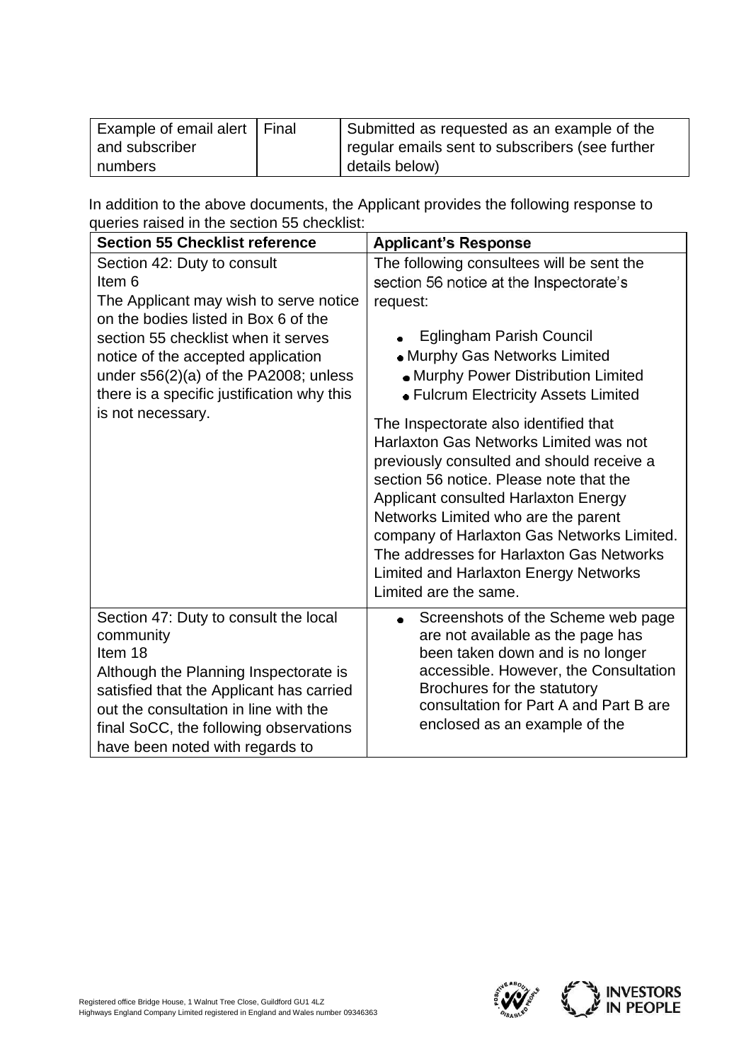| Example of email alert and subscriber numbers | Final | Submitted as requested as an example of the regular emails sent to subscribers (see further details below) |
|---|---|---|

In addition to the above documents, the Applicant provides the following response to queries raised in the section 55 checklist:

| Section 55 Checklist reference | Applicant's Response |
|---|---|
| Section 42: Duty to consult<br>Item 6<br>The Applicant may wish to serve notice on the bodies listed in Box 6 of the section 55 checklist when it serves notice of the accepted application under s56(2)(a) of the PA2008; unless there is a specific justification why this is not necessary. | The following consultees will be sent the section 56 notice at the Inspectorate's request:<br>• Eglingham Parish Council<br>• Murphy Gas Networks Limited<br>• Murphy Power Distribution Limited<br>• Fulcrum Electricity Assets Limited<br><br>The Inspectorate also identified that Harlaxton Gas Networks Limited was not previously consulted and should receive a section 56 notice. Please note that the Applicant consulted Harlaxton Energy Networks Limited who are the parent company of Harlaxton Gas Networks Limited. The addresses for Harlaxton Gas Networks Limited and Harlaxton Energy Networks Limited are the same. |
| Section 47: Duty to consult the local community<br>Item 18<br>Although the Planning Inspectorate is satisfied that the Applicant has carried out the consultation in line with the final SoCC, the following observations have been noted with regards to | • Screenshots of the Scheme web page are not available as the page has been taken down and is no longer accessible. However, the Consultation Brochures for the statutory consultation for Part A and Part B are enclosed as an example of the |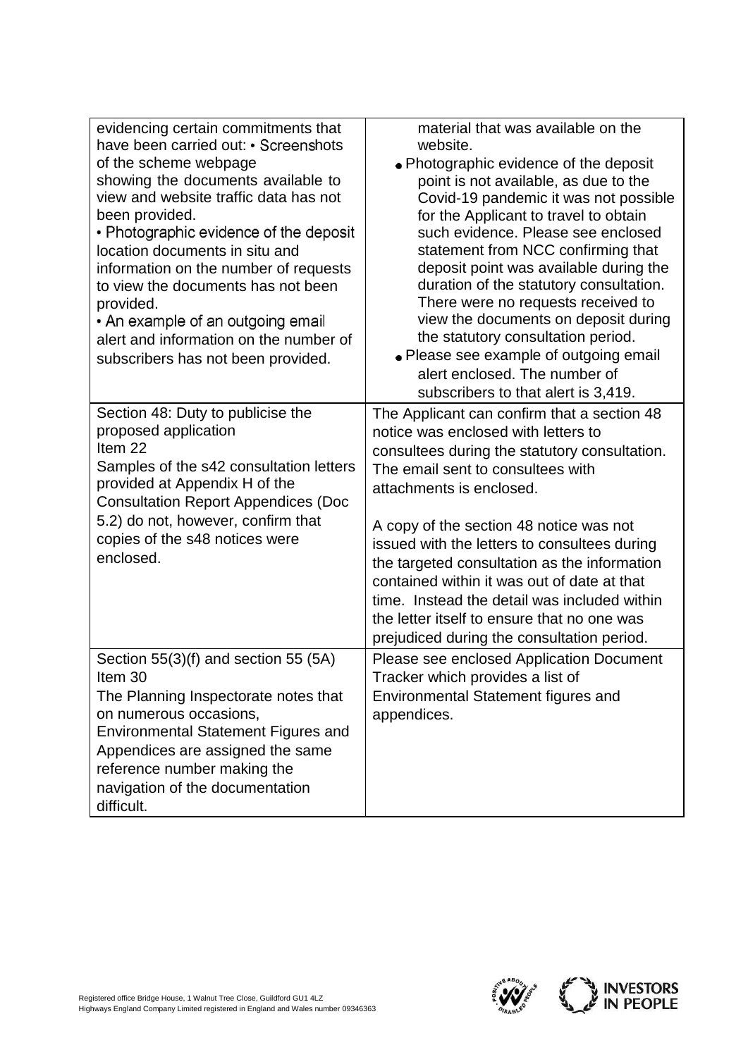| | |
|---|---|
| evidencing certain commitments that have been carried out: • Screenshots of the scheme webpage showing the documents available to view and website traffic data has not been provided.<br>• Photographic evidence of the deposit location documents in situ and information on the number of requests to view the documents has not been provided.<br>• An example of an outgoing email alert and information on the number of subscribers has not been provided. | material that was available on the website.<br>• Photographic evidence of the deposit point is not available, as due to the Covid-19 pandemic it was not possible for the Applicant to travel to obtain such evidence. Please see enclosed statement from NCC confirming that deposit point was available during the duration of the statutory consultation. There were no requests received to view the documents on deposit during the statutory consultation period.<br>• Please see example of outgoing email alert enclosed. The number of subscribers to that alert is 3,419. |
| Section 48: Duty to publicise the proposed application<br>Item 22<br>Samples of the s42 consultation letters provided at Appendix H of the Consultation Report Appendices (Doc 5.2) do not, however, confirm that copies of the s48 notices were enclosed. | The Applicant can confirm that a section 48 notice was enclosed with letters to consultees during the statutory consultation. The email sent to consultees with attachments is enclosed.<br><br>A copy of the section 48 notice was not issued with the letters to consultees during the targeted consultation as the information contained within it was out of date at that time. Instead the detail was included within the letter itself to ensure that no one was prejudiced during the consultation period. |
| Section 55(3)(f) and section 55 (5A)<br>Item 30<br>The Planning Inspectorate notes that on numerous occasions, Environmental Statement Figures and Appendices are assigned the same reference number making the navigation of the documentation difficult. | Please see enclosed Application Document Tracker which provides a list of Environmental Statement figures and appendices. |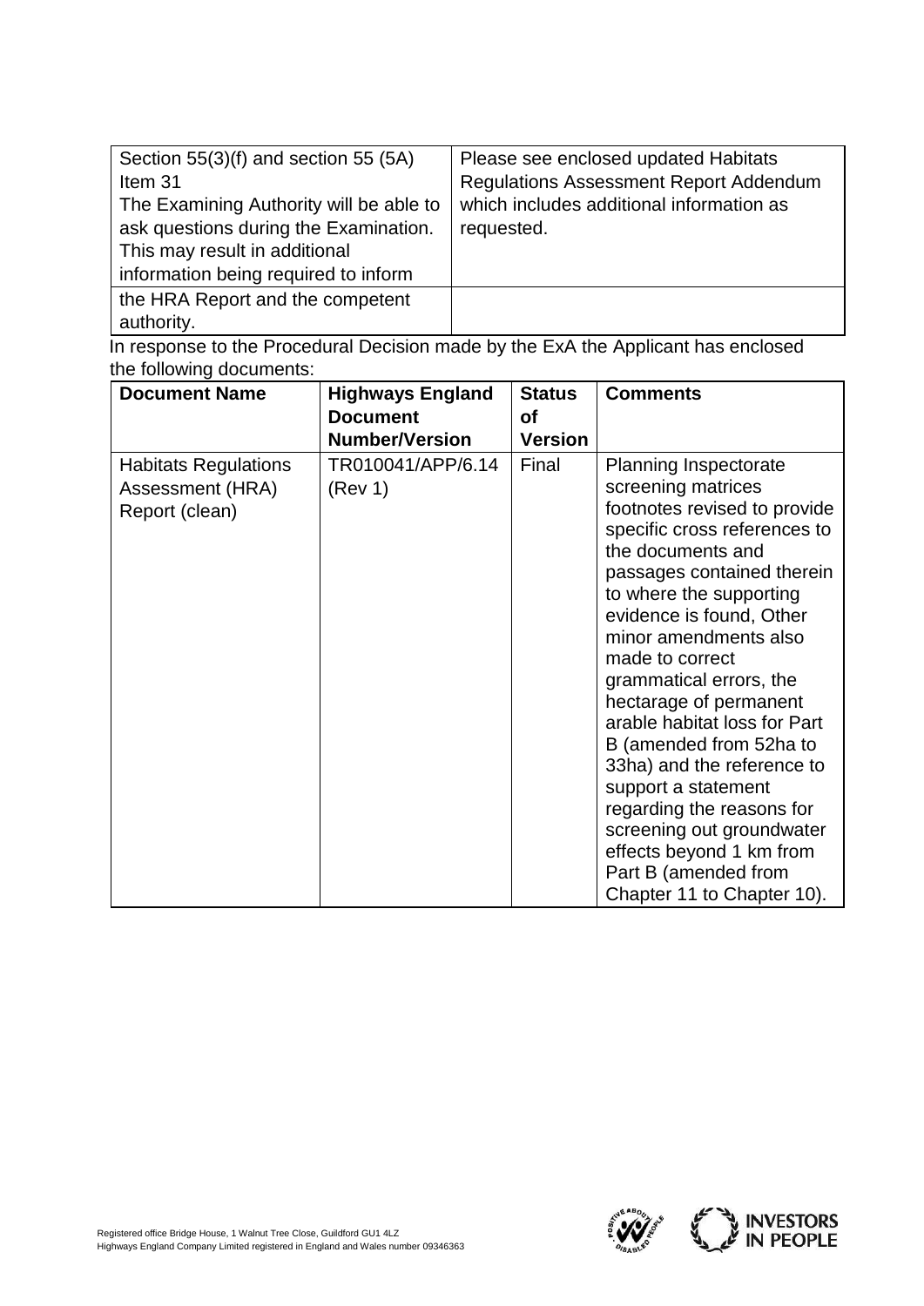| | |
|---|---|
| Section 55(3)(f) and section 55 (5A) Item 31 The Examining Authority will be able to ask questions during the Examination. This may result in additional information being required to inform the HRA Report and the competent authority. | Please see enclosed updated Habitats Regulations Assessment Report Addendum which includes additional information as requested. |

In response to the Procedural Decision made by the ExA the Applicant has enclosed the following documents:

| Document Name | Highways England Document Number/Version | Status of Version | Comments |
|---|---|---|---|
| Habitats Regulations Assessment (HRA) Report (clean) | TR010041/APP/6.14 (Rev 1) | Final | Planning Inspectorate screening matrices footnotes revised to provide specific cross references to the documents and passages contained therein to where the supporting evidence is found, Other minor amendments also made to correct grammatical errors, the hectarage of permanent arable habitat loss for Part B (amended from 52ha to 33ha) and the reference to support a statement regarding the reasons for screening out groundwater effects beyond 1 km from Part B (amended from Chapter 11 to Chapter 10). |

Registered office Bridge House, 1 Walnut Tree Close, Guildford GU1 4LZ
Highways England Company Limited registered in England and Wales number 09346363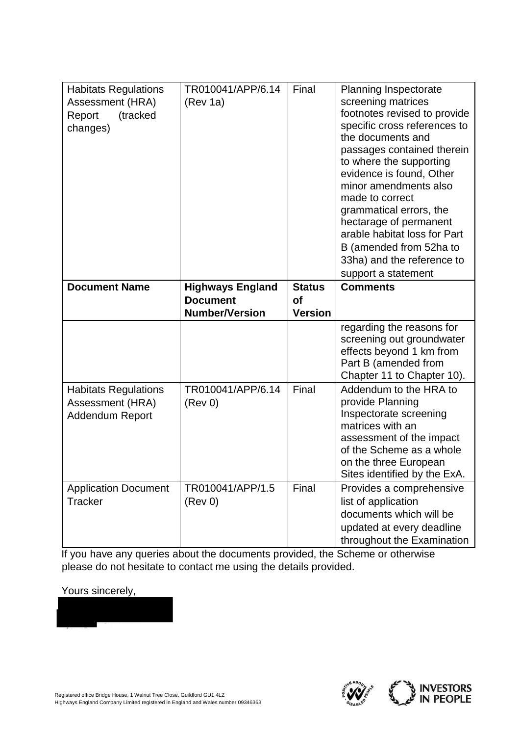| Document Name | Highways England Document Number/Version | Status of Version | Comments |
|---|---|---|---|
| Habitats Regulations Assessment (HRA) Report (tracked changes) | TR010041/APP/6.14 (Rev 1a) | Final | Planning Inspectorate screening matrices footnotes revised to provide specific cross references to the documents and passages contained therein to where the supporting evidence is found, Other minor amendments also made to correct grammatical errors, the hectarage of permanent arable habitat loss for Part B (amended from 52ha to 33ha) and the reference to support a statement regarding the reasons for screening out groundwater effects beyond 1 km from Part B (amended from Chapter 11 to Chapter 10). |
| Habitats Regulations Assessment (HRA) Addendum Report | TR010041/APP/6.14 (Rev 0) | Final | Addendum to the HRA to provide Planning Inspectorate screening matrices with an assessment of the impact of the Scheme as a whole on the three European Sites identified by the ExA. |
| Application Document Tracker | TR010041/APP/1.5 (Rev 0) | Final | Provides a comprehensive list of application documents which will be updated at every deadline throughout the Examination |

If you have any queries about the documents provided, the Scheme or otherwise please do not hesitate to contact me using the details provided.

Yours sincerely,

Registered office Bridge House, 1 Walnut Tree Close, Guildford GU1 4LZ
Highways England Company Limited registered in England and Wales number 09346363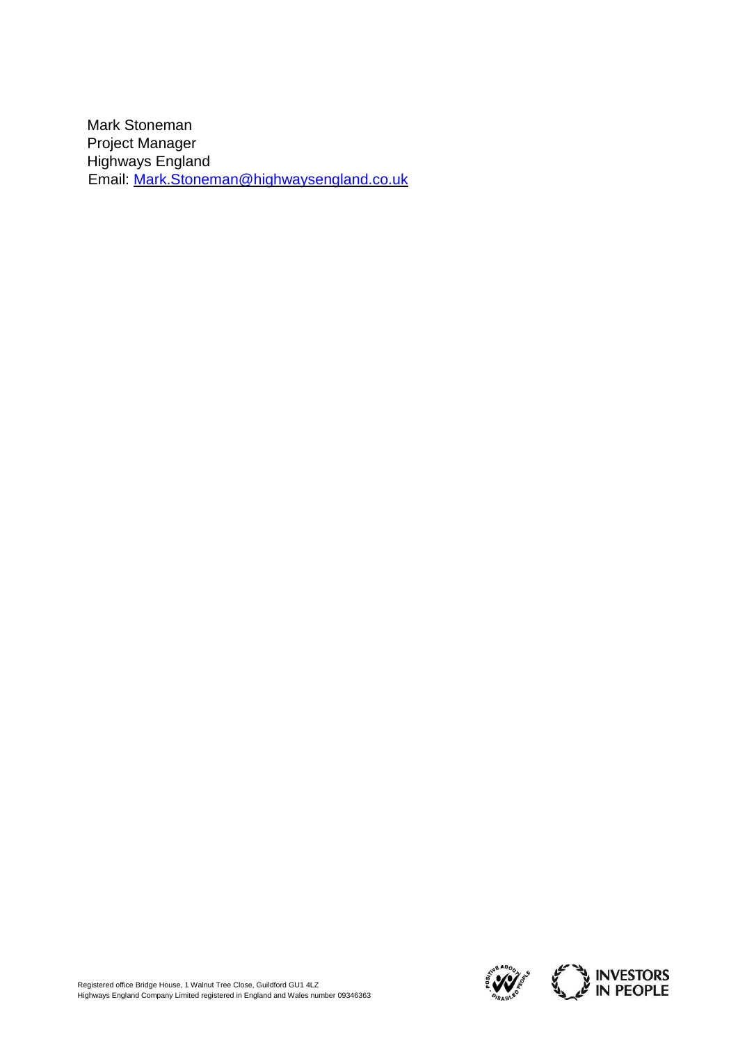Mark Stoneman
Project Manager
Highways England
Email: [Mark.Stoneman@highwaysengland.co.uk](mailto:Mark.Stoneman@highwaysengland.co.uk)

Registered office Bridge House, 1 Walnut Tree Close, Guildford GU1 4LZ
Highways England Company Limited registered in England and Wales number 09346363